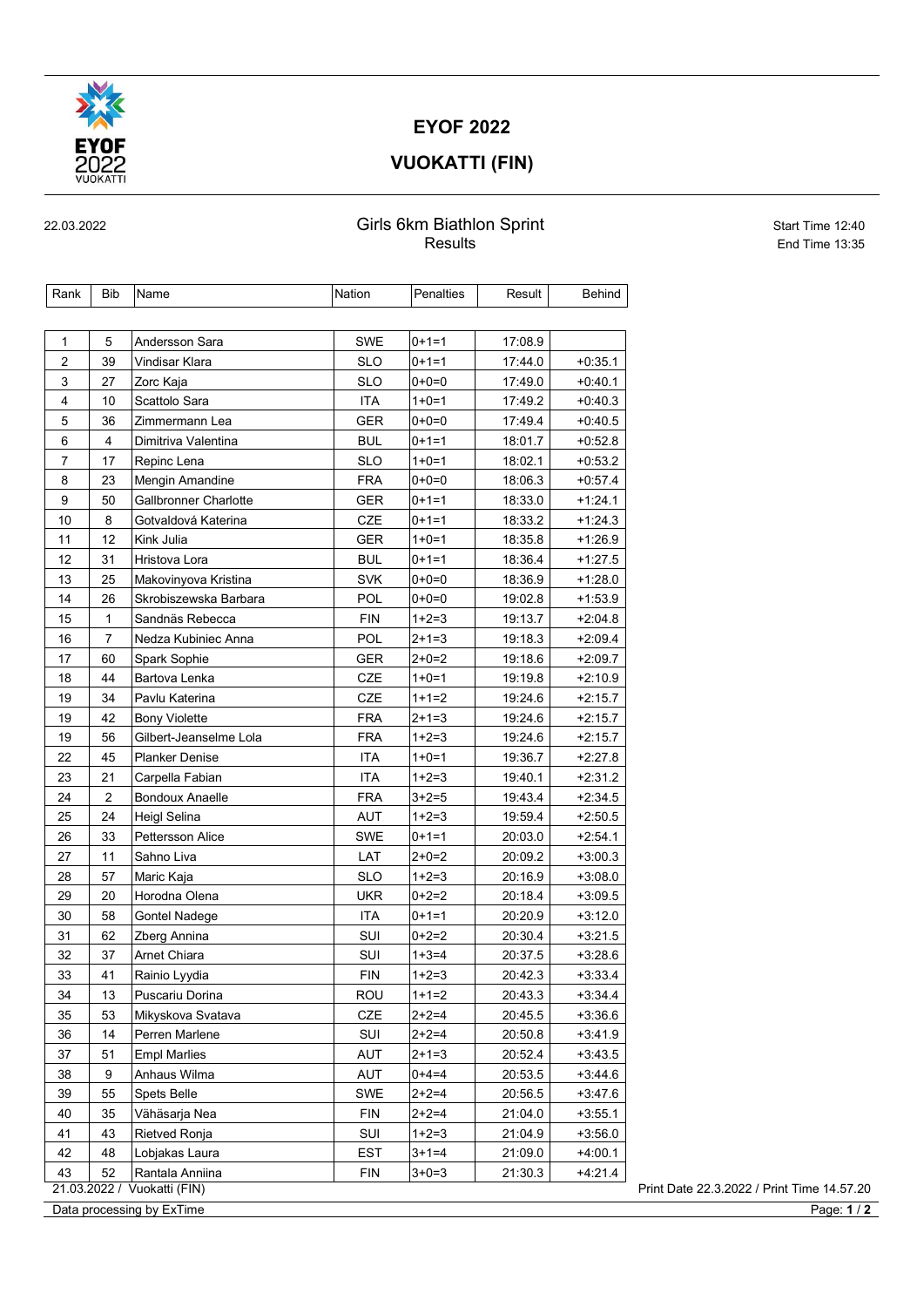# EYOF 2022

## VUOKATTI (FIN)

22.03.2022

## Girls 6km Biathlon Sprint
Results

Start Time 12:40
End Time 13:35

| Rank | Bib | Name | Nation | Penalties | Result | Behind |
|---|---|---|---|---|---|---|
| 1 | 5 | Andersson Sara | SWE | 0+1=1 | 17:08.9 | |
| 2 | 39 | Vindisar Klara | SLO | 0+1=1 | 17:44.0 | +0:35.1 |
| 3 | 27 | Zorc Kaja | SLO | 0+0=0 | 17:49.0 | +0:40.1 |
| 4 | 10 | Scattolo Sara | ITA | 1+0=1 | 17:49.2 | +0:40.3 |
| 5 | 36 | Zimmermann Lea | GER | 0+0=0 | 17:49.4 | +0:40.5 |
| 6 | 4 | Dimitriva Valentina | BUL | 0+1=1 | 18:01.7 | +0:52.8 |
| 7 | 17 | Repinc Lena | SLO | 1+0=1 | 18:02.1 | +0:53.2 |
| 8 | 23 | Mengin Amandine | FRA | 0+0=0 | 18:06.3 | +0:57.4 |
| 9 | 50 | Gallbronner Charlotte | GER | 0+1=1 | 18:33.0 | +1:24.1 |
| 10 | 8 | Gotvaldová Katerina | CZE | 0+1=1 | 18:33.2 | +1:24.3 |
| 11 | 12 | Kink Julia | GER | 1+0=1 | 18:35.8 | +1:26.9 |
| 12 | 31 | Hristova Lora | BUL | 0+1=1 | 18:36.4 | +1:27.5 |
| 13 | 25 | Makovinyova Kristina | SVK | 0+0=0 | 18:36.9 | +1:28.0 |
| 14 | 26 | Skrobiszewska Barbara | POL | 0+0=0 | 19:02.8 | +1:53.9 |
| 15 | 1 | Sandnäs Rebecca | FIN | 1+2=3 | 19:13.7 | +2:04.8 |
| 16 | 7 | Nedza Kubiniec Anna | POL | 2+1=3 | 19:18.3 | +2:09.4 |
| 17 | 60 | Spark Sophie | GER | 2+0=2 | 19:18.6 | +2:09.7 |
| 18 | 44 | Bartova Lenka | CZE | 1+0=1 | 19:19.8 | +2:10.9 |
| 19 | 34 | Pavlu Katerina | CZE | 1+1=2 | 19:24.6 | +2:15.7 |
| 19 | 42 | Bony Violette | FRA | 2+1=3 | 19:24.6 | +2:15.7 |
| 19 | 56 | Gilbert-Jeanselme Lola | FRA | 1+2=3 | 19:24.6 | +2:15.7 |
| 22 | 45 | Planker Denise | ITA | 1+0=1 | 19:36.7 | +2:27.8 |
| 23 | 21 | Carpella Fabian | ITA | 1+2=3 | 19:40.1 | +2:31.2 |
| 24 | 2 | Bondoux Anaelle | FRA | 3+2=5 | 19:43.4 | +2:34.5 |
| 25 | 24 | Heigl Selina | AUT | 1+2=3 | 19:59.4 | +2:50.5 |
| 26 | 33 | Pettersson Alice | SWE | 0+1=1 | 20:03.0 | +2:54.1 |
| 27 | 11 | Sahno Liva | LAT | 2+0=2 | 20:09.2 | +3:00.3 |
| 28 | 57 | Maric Kaja | SLO | 1+2=3 | 20:16.9 | +3:08.0 |
| 29 | 20 | Horodna Olena | UKR | 0+2=2 | 20:18.4 | +3:09.5 |
| 30 | 58 | Gontel Nadege | ITA | 0+1=1 | 20:20.9 | +3:12.0 |
| 31 | 62 | Zberg Annina | SUI | 0+2=2 | 20:30.4 | +3:21.5 |
| 32 | 37 | Arnet Chiara | SUI | 1+3=4 | 20:37.5 | +3:28.6 |
| 33 | 41 | Rainio Lyydia | FIN | 1+2=3 | 20:42.3 | +3:33.4 |
| 34 | 13 | Puscariu Dorina | ROU | 1+1=2 | 20:43.3 | +3:34.4 |
| 35 | 53 | Mikyskova Svatava | CZE | 2+2=4 | 20:45.5 | +3:36.6 |
| 36 | 14 | Perren Marlene | SUI | 2+2=4 | 20:50.8 | +3:41.9 |
| 37 | 51 | Empl Marlies | AUT | 2+1=3 | 20:52.4 | +3:43.5 |
| 38 | 9 | Anhaus Wilma | AUT | 0+4=4 | 20:53.5 | +3:44.6 |
| 39 | 55 | Spets Belle | SWE | 2+2=4 | 20:56.5 | +3:47.6 |
| 40 | 35 | Vähäsarja Nea | FIN | 2+2=4 | 21:04.0 | +3:55.1 |
| 41 | 43 | Rietved Ronja | SUI | 1+2=3 | 21:04.9 | +3:56.0 |
| 42 | 48 | Lobjakas Laura | EST | 3+1=4 | 21:09.0 | +4:00.1 |
| 43 | 52 | Rantala Anniina | FIN | 3+0=3 | 21:30.3 | +4:21.4 |

21.03.2022 / Vuokatti (FIN)

Print Date 22.3.2022 / Print Time 14.57.20

Data processing by ExTime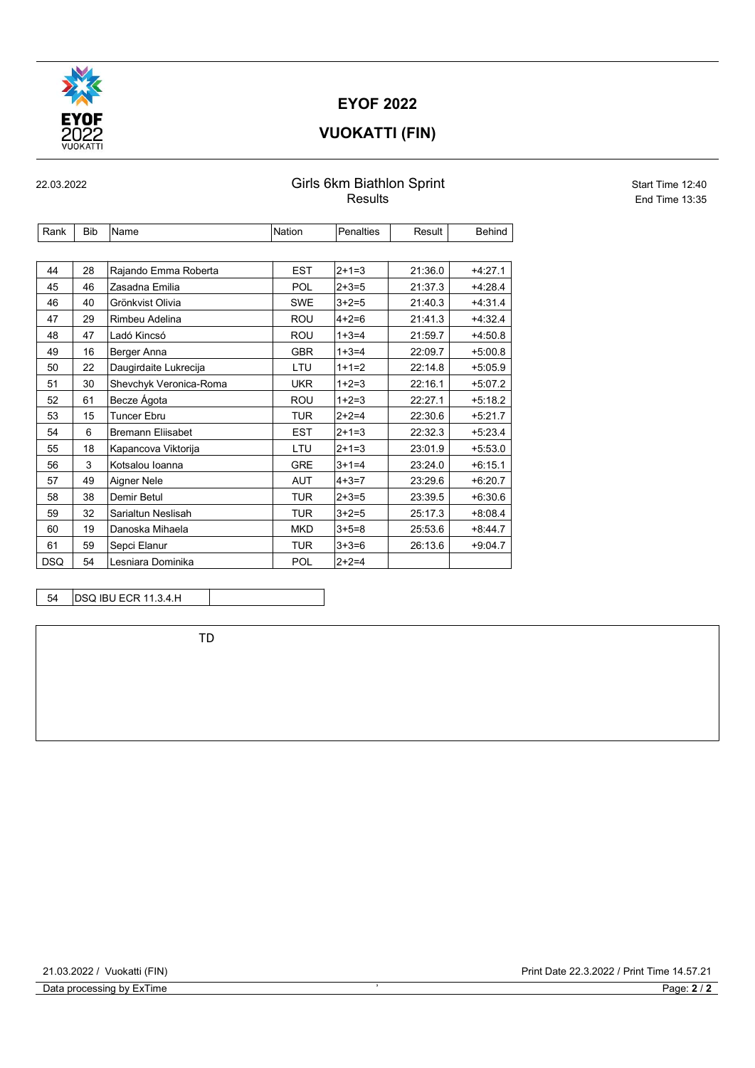# EYOF 2022

## VUOKATTI (FIN)

22.03.2022

### Girls 6km Biathlon Sprint
Results

Start Time 12:40
End Time 13:35

| Rank | Bib | Name | Nation | Penalties | Result | Behind |
|---|---|---|---|---|---|---|
| 44 | 28 | Rajando Emma Roberta | EST | 2+1=3 | 21:36.0 | +4:27.1 |
| 45 | 46 | Zasadna Emilia | POL | 2+3=5 | 21:37.3 | +4:28.4 |
| 46 | 40 | Grönkvist Olivia | SWE | 3+2=5 | 21:40.3 | +4:31.4 |
| 47 | 29 | Rimbeu Adelina | ROU | 4+2=6 | 21:41.3 | +4:32.4 |
| 48 | 47 | Ladó Kincsó | ROU | 1+3=4 | 21:59.7 | +4:50.8 |
| 49 | 16 | Berger Anna | GBR | 1+3=4 | 22:09.7 | +5:00.8 |
| 50 | 22 | Daugirdaite Lukrecija | LTU | 1+1=2 | 22:14.8 | +5:05.9 |
| 51 | 30 | Shevchyk Veronica-Roma | UKR | 1+2=3 | 22:16.1 | +5:07.2 |
| 52 | 61 | Becze Ágota | ROU | 1+2=3 | 22:27.1 | +5:18.2 |
| 53 | 15 | Tuncer Ebru | TUR | 2+2=4 | 22:30.6 | +5:21.7 |
| 54 | 6 | Bremann Eliisabet | EST | 2+1=3 | 22:32.3 | +5:23.4 |
| 55 | 18 | Kapancova Viktorija | LTU | 2+1=3 | 23:01.9 | +5:53.0 |
| 56 | 3 | Kotsalou Ioanna | GRE | 3+1=4 | 23:24.0 | +6:15.1 |
| 57 | 49 | Aigner Nele | AUT | 4+3=7 | 23:29.6 | +6:20.7 |
| 58 | 38 | Demir Betul | TUR | 2+3=5 | 23:39.5 | +6:30.6 |
| 59 | 32 | Sarialtun Neslisah | TUR | 3+2=5 | 25:17.3 | +8:08.4 |
| 60 | 19 | Danoska Mihaela | MKD | 3+5=8 | 25:53.6 | +8:44.7 |
| 61 | 59 | Sepci Elanur | TUR | 3+3=6 | 26:13.6 | +9:04.7 |
| DSQ | 54 | Lesniara Dominika | POL | 2+2=4 | | |

| | | |
|---|---|---|
| 54 | DSQ IBU ECR 11.3.4.H | |

TD

21.03.2022 / Vuokatti (FIN)

Print Date 22.3.2022 / Print Time 14.57.21

Data processing by ExTime